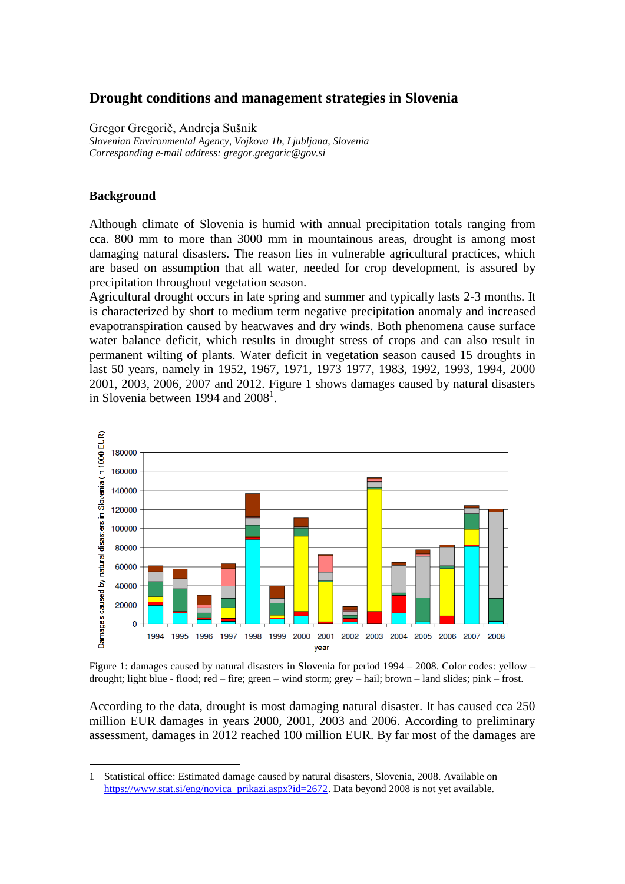# Drought conditions and management strategies in Slovenia

Gregor Gregorič, Andreja Sušnik

*Slovenian Environmental Agency, Vojkova 1b, Ljubljana, Slovenia*
*Corresponding e-mail address: gregor.gregoric@gov.si*

## Background

Although climate of Slovenia is humid with annual precipitation totals ranging from cca. 800 mm to more than 3000 mm in mountainous areas, drought is among most damaging natural disasters. The reason lies in vulnerable agricultural practices, which are based on assumption that all water, needed for crop development, is assured by precipitation throughout vegetation season.
Agricultural drought occurs in late spring and summer and typically lasts 2-3 months. It is characterized by short to medium term negative precipitation anomaly and increased evapotranspiration caused by heatwaves and dry winds. Both phenomena cause surface water balance deficit, which results in drought stress of crops and can also result in permanent wilting of plants. Water deficit in vegetation season caused 15 droughts in last 50 years, namely in 1952, 1967, 1971, 1973 1977, 1983, 1992, 1993, 1994, 2000 2001, 2003, 2006, 2007 and 2012. Figure 1 shows damages caused by natural disasters in Slovenia between 1994 and 2008[1].

Figure 1: damages caused by natural disasters in Slovenia for period 1994 – 2008. Color codes: yellow – drought; light blue - flood; red – fire; green – wind storm; grey – hail; brown – land slides; pink – frost.

According to the data, drought is most damaging natural disaster. It has caused cca 250 million EUR damages in years 2000, 2001, 2003 and 2006. According to preliminary assessment, damages in 2012 reached 100 million EUR. By far most of the damages are

---

1 Statistical office: Estimated damage caused by natural disasters, Slovenia, 2008. Available on https://www.stat.si/eng/novica_prikazi.aspx?id=2672. Data beyond 2008 is not yet available.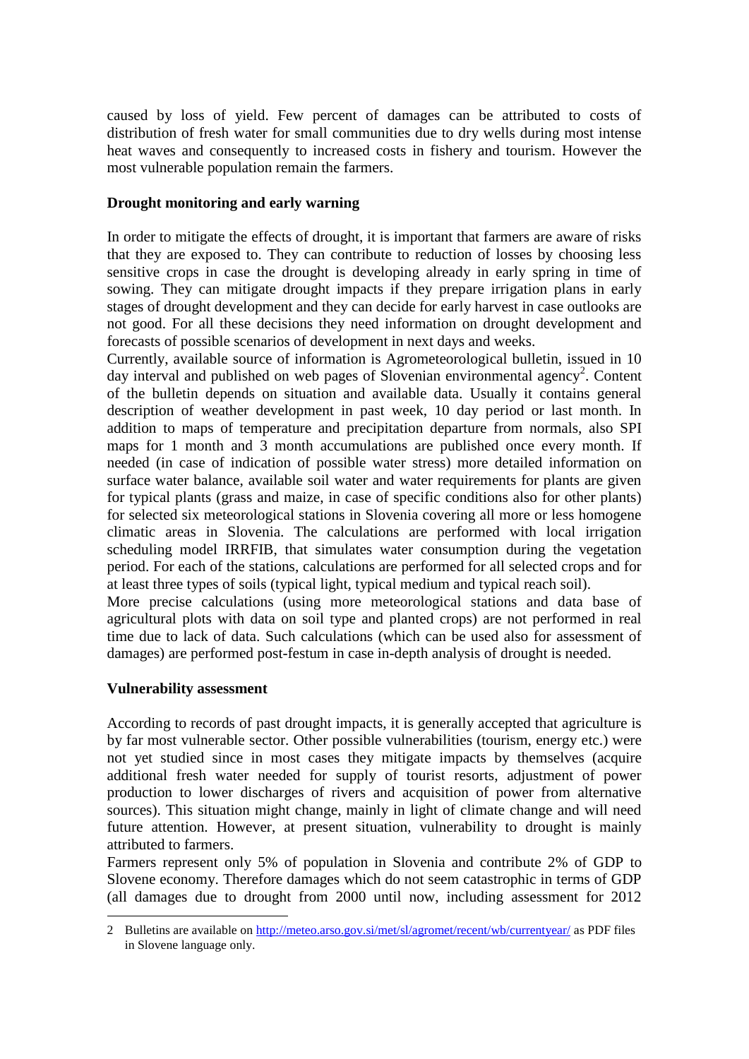caused by loss of yield. Few percent of damages can be attributed to costs of distribution of fresh water for small communities due to dry wells during most intense heat waves and consequently to increased costs in fishery and tourism. However the most vulnerable population remain the farmers.

**Drought monitoring and early warning**

In order to mitigate the effects of drought, it is important that farmers are aware of risks that they are exposed to. They can contribute to reduction of losses by choosing less sensitive crops in case the drought is developing already in early spring in time of sowing. They can mitigate drought impacts if they prepare irrigation plans in early stages of drought development and they can decide for early harvest in case outlooks are not good. For all these decisions they need information on drought development and forecasts of possible scenarios of development in next days and weeks.

Currently, available source of information is Agrometeorological bulletin, issued in 10 day interval and published on web pages of Slovenian environmental agency[2]. Content of the bulletin depends on situation and available data. Usually it contains general description of weather development in past week, 10 day period or last month. In addition to maps of temperature and precipitation departure from normals, also SPI maps for 1 month and 3 month accumulations are published once every month. If needed (in case of indication of possible water stress) more detailed information on surface water balance, available soil water and water requirements for plants are given for typical plants (grass and maize, in case of specific conditions also for other plants) for selected six meteorological stations in Slovenia covering all more or less homogene climatic areas in Slovenia. The calculations are performed with local irrigation scheduling model IRRFIB, that simulates water consumption during the vegetation period. For each of the stations, calculations are performed for all selected crops and for at least three types of soils (typical light, typical medium and typical reach soil).

More precise calculations (using more meteorological stations and data base of agricultural plots with data on soil type and planted crops) are not performed in real time due to lack of data. Such calculations (which can be used also for assessment of damages) are performed post-festum in case in-depth analysis of drought is needed.

**Vulnerability assessment**

According to records of past drought impacts, it is generally accepted that agriculture is by far most vulnerable sector. Other possible vulnerabilities (tourism, energy etc.) were not yet studied since in most cases they mitigate impacts by themselves (acquire additional fresh water needed for supply of tourist resorts, adjustment of power production to lower discharges of rivers and acquisition of power from alternative sources). This situation might change, mainly in light of climate change and will need future attention. However, at present situation, vulnerability to drought is mainly attributed to farmers.

Farmers represent only 5% of population in Slovenia and contribute 2% of GDP to Slovene economy. Therefore damages which do not seem catastrophic in terms of GDP (all damages due to drought from 2000 until now, including assessment for 2012

---

2 Bulletins are available on http://meteo.arso.gov.si/met/sl/agromet/recent/wb/currentyear/ as PDF files in Slovene language only.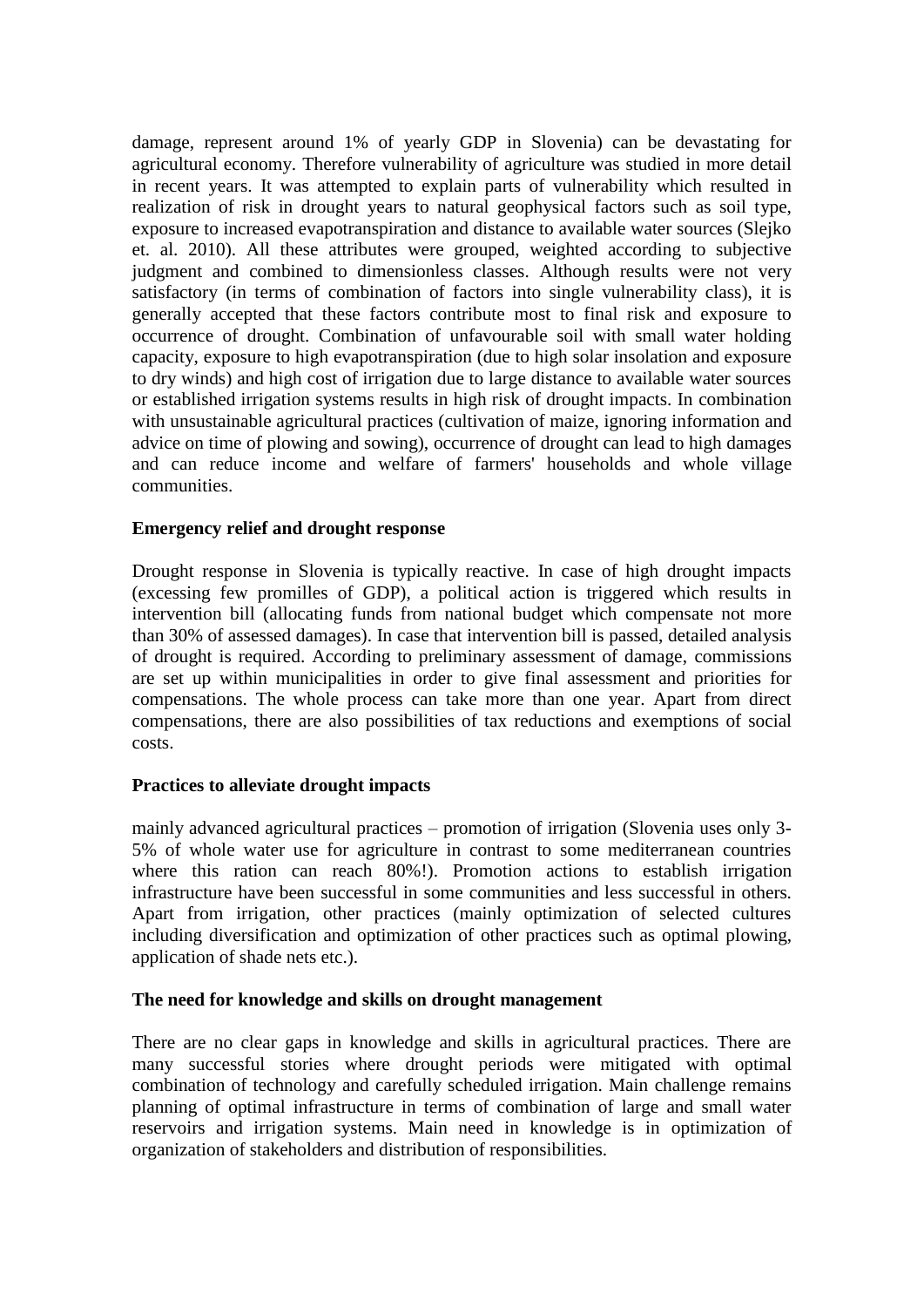damage, represent around 1% of yearly GDP in Slovenia) can be devastating for agricultural economy. Therefore vulnerability of agriculture was studied in more detail in recent years. It was attempted to explain parts of vulnerability which resulted in realization of risk in drought years to natural geophysical factors such as soil type, exposure to increased evapotranspiration and distance to available water sources (Slejko et. al. 2010). All these attributes were grouped, weighted according to subjective judgment and combined to dimensionless classes. Although results were not very satisfactory (in terms of combination of factors into single vulnerability class), it is generally accepted that these factors contribute most to final risk and exposure to occurrence of drought. Combination of unfavourable soil with small water holding capacity, exposure to high evapotranspiration (due to high solar insolation and exposure to dry winds) and high cost of irrigation due to large distance to available water sources or established irrigation systems results in high risk of drought impacts. In combination with unsustainable agricultural practices (cultivation of maize, ignoring information and advice on time of plowing and sowing), occurrence of drought can lead to high damages and can reduce income and welfare of farmers' households and whole village communities.

**Emergency relief and drought response**

Drought response in Slovenia is typically reactive. In case of high drought impacts (excessing few promilles of GDP), a political action is triggered which results in intervention bill (allocating funds from national budget which compensate not more than 30% of assessed damages). In case that intervention bill is passed, detailed analysis of drought is required. According to preliminary assessment of damage, commissions are set up within municipalities in order to give final assessment and priorities for compensations. The whole process can take more than one year. Apart from direct compensations, there are also possibilities of tax reductions and exemptions of social costs.

**Practices to alleviate drought impacts**

mainly advanced agricultural practices – promotion of irrigation (Slovenia uses only 3-5% of whole water use for agriculture in contrast to some mediterranean countries where this ration can reach 80%!). Promotion actions to establish irrigation infrastructure have been successful in some communities and less successful in others. Apart from irrigation, other practices (mainly optimization of selected cultures including diversification and optimization of other practices such as optimal plowing, application of shade nets etc.).

**The need for knowledge and skills on drought management**

There are no clear gaps in knowledge and skills in agricultural practices. There are many successful stories where drought periods were mitigated with optimal combination of technology and carefully scheduled irrigation. Main challenge remains planning of optimal infrastructure in terms of combination of large and small water reservoirs and irrigation systems. Main need in knowledge is in optimization of organization of stakeholders and distribution of responsibilities.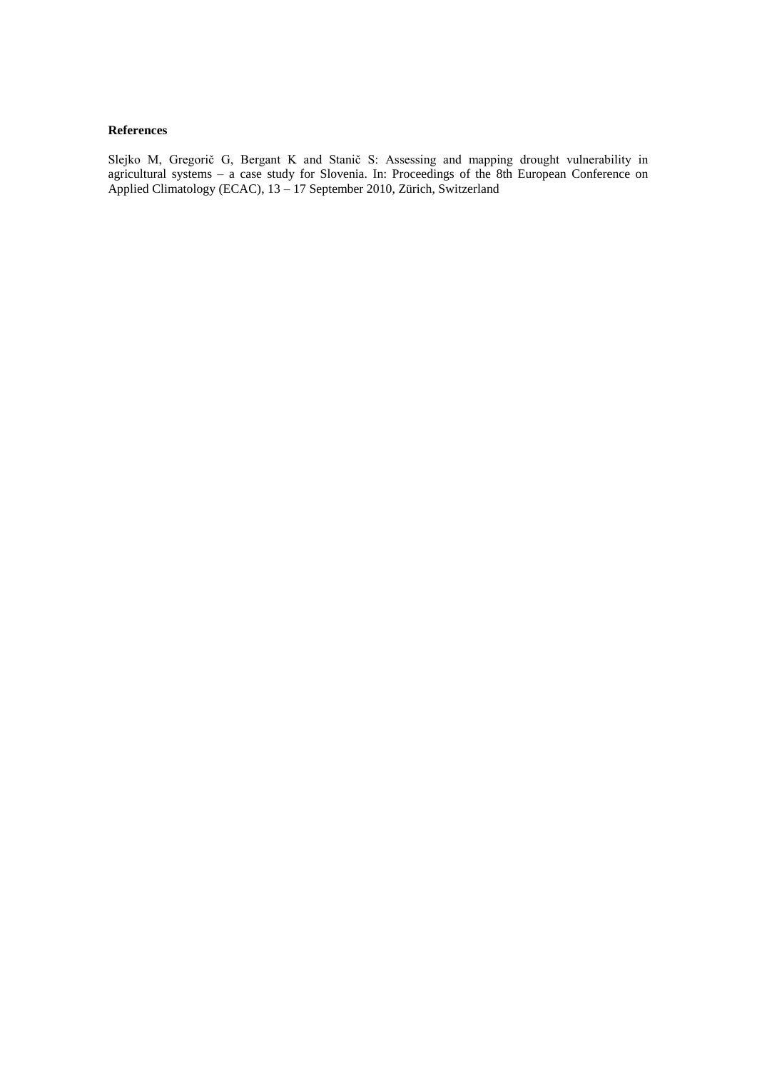**References**

Slejko M, Gregorič G, Bergant K and Stanič S: Assessing and mapping drought vulnerability in agricultural systems – a case study for Slovenia. In: Proceedings of the 8th European Conference on Applied Climatology (ECAC), 13 – 17 September 2010, Zürich, Switzerland